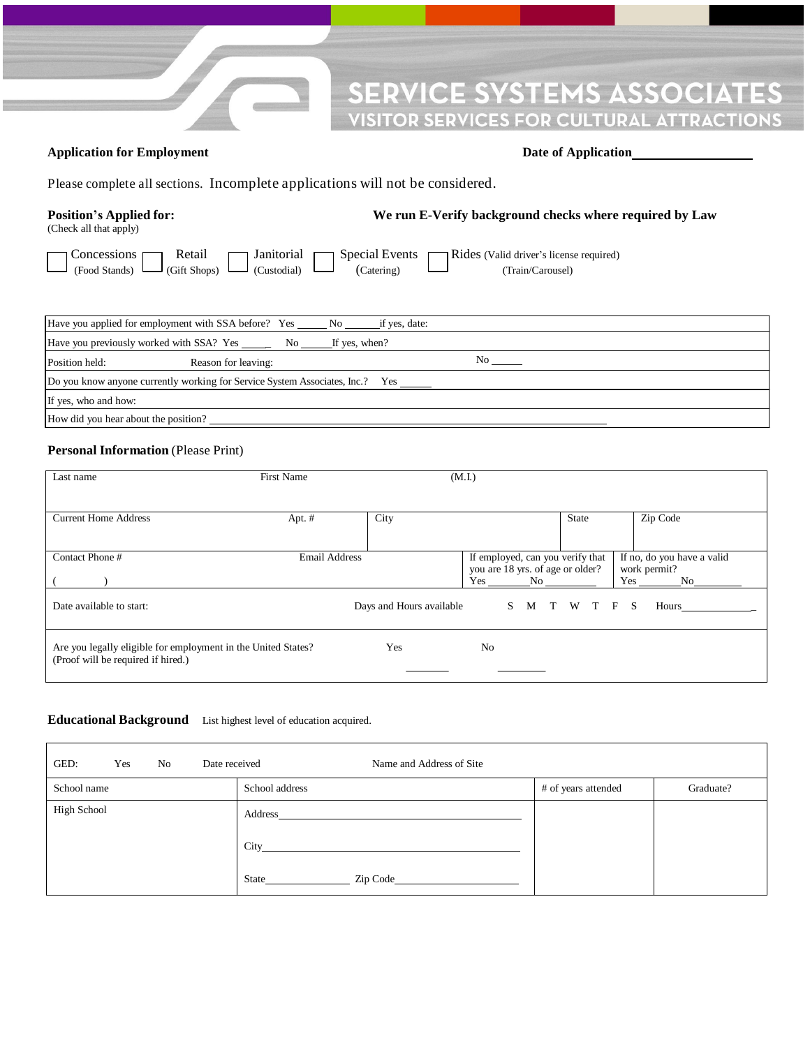# SERVICE SYSTEMS ASSOCIATES

VISITOR SERVICES FOR CULTURAL ATTRACTIONS

**Application for Employment** **Date of Application**\_\_\_\_\_\_\_\_\_\_\_\_\_\_\_\_\_\_

Please complete all sections. Incomplete applications will not be considered.

**Position's Applied for:**
(Check all that apply)

**We run E-Verify background checks where required by Law**

☐ Concessions (Food Stands) ☐ Retail (Gift Shops) ☐ Janitorial (Custodial) ☐ Special Events (Catering) ☐ Rides (Valid driver's license required) (Train/Carousel)

| |
|---|
| Have you applied for employment with SSA before? Yes \_\_\_\_\_ No \_\_\_\_\_\_if yes, date: |
| Have you previously worked with SSA? Yes \_\_\_\_\_ No \_\_\_\_\_If yes, when? |
| Position held: Reason for leaving: No \_\_\_\_\_ |
| Do you know anyone currently working for Service System Associates, Inc.? Yes \_\_\_\_\_ |
| If yes, who and how: |
| How did you hear about the position? \_\_\_\_\_\_\_\_\_\_\_\_\_\_\_\_\_\_\_\_\_\_\_\_\_\_\_\_\_\_\_\_\_\_\_\_\_\_\_\_ |

**Personal Information** (Please Print)

| | | | | |
|---|---|---|---|---|
| Last name | First Name | (M.I.) | | |
| Current Home Address | Apt. # | City | State | Zip Code |
| Contact Phone # ( ) | Email Address | If employed, can you verify that you are 18 yrs. of age or older? Yes \_\_\_\_\_\_No \_\_\_\_\_\_ | If no, do you have a valid work permit? Yes \_\_\_\_\_\_No\_\_\_\_\_\_ | |
| Date available to start: | Days and Hours available | S M T W T F S | Hours\_\_\_\_\_\_\_\_\_\_\_\_\_ | |
| Are you legally eligible for employment in the United States? (Proof will be required if hired.) | Yes \_\_\_\_\_\_ | No \_\_\_\_\_\_ | | |

**Educational Background** List highest level of education acquired.

| | | | |
|---|---|---|---|
| GED: Yes No Date received | Name and Address of Site | | |
| School name | School address | # of years attended | Graduate? |
| High School | Address\_\_\_\_\_\_\_\_\_\_\_\_\_\_\_\_\_\_\_\_<br>City\_\_\_\_\_\_\_\_\_\_\_\_\_\_\_\_\_\_\_\_<br>State\_\_\_\_\_\_\_\_\_\_ Zip Code\_\_\_\_\_\_\_\_\_\_ | | |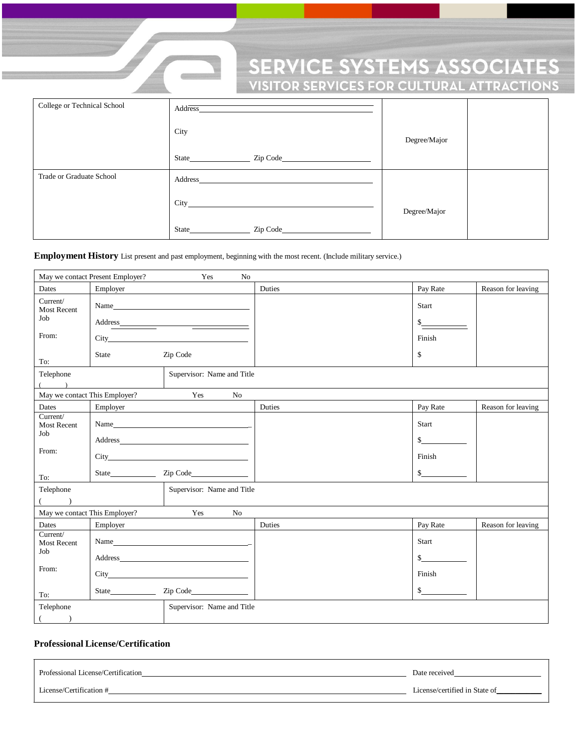| College or Technical School | Address<br><br>City<br><br>State \_\_\_\_\_\_\_\_ Zip Code \_\_\_\_\_\_\_\_ | Degree/Major | |
|---|---|---|---|
| Trade or Graduate School | Address<br><br>City<br><br>State \_\_\_\_\_\_\_\_ Zip Code \_\_\_\_\_\_\_\_ | Degree/Major | |

**Employment History** List present and past employment, beginning with the most recent. (Include military service.)

| May we contact Present Employer? Yes No | | | | |
|---|---|---|---|---|
| Dates | Employer | Duties | Pay Rate | Reason for leaving |
| Current/ Most Recent Job<br><br>From:<br><br>To: | Name<br><br>Address<br><br>City<br><br>State Zip Code | | Start<br><br>$<br><br>Finish<br><br>$ | |
| Telephone ( ) | Supervisor: Name and Title | | | |

| May we contact This Employer? Yes No | | | | |
|---|---|---|---|---|
| Dates | Employer | Duties | Pay Rate | Reason for leaving |
| Current/ Most Recent Job<br><br>From:<br><br>To: | Name<br><br>Address<br><br>City<br><br>State Zip Code | | Start<br><br>$<br><br>Finish<br><br>$ | |
| Telephone ( ) | Supervisor: Name and Title | | | |

| May we contact This Employer? Yes No | | | | |
|---|---|---|---|---|
| Dates | Employer | Duties | Pay Rate | Reason for leaving |
| Current/ Most Recent Job<br><br>From:<br><br>To: | Name<br><br>Address<br><br>City<br><br>State Zip Code | | Start<br><br>$<br><br>Finish<br><br>$ | |
| Telephone ( ) | Supervisor: Name and Title | | | |

**Professional License/Certification**

Professional License/Certification\_\_\_\_\_\_\_\_\_\_\_\_\_\_\_\_\_\_\_\_ Date received\_\_\_\_\_\_\_\_\_\_

License/Certification #\_\_\_\_\_\_\_\_\_\_\_\_\_\_\_\_\_\_\_\_ License/certified in State of\_\_\_\_\_\_\_\_\_\_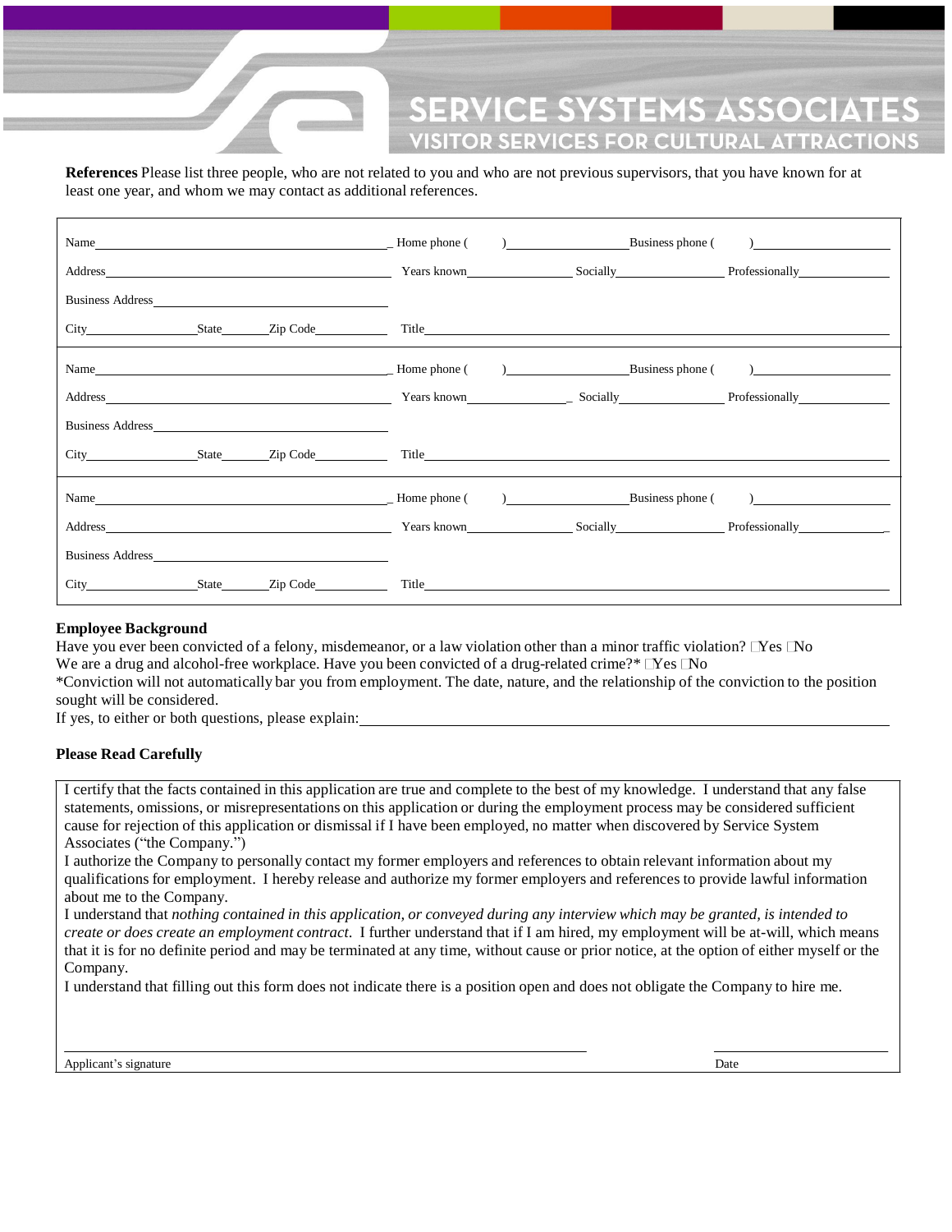# SERVICE SYSTEMS ASSOCIATES
## VISITOR SERVICES FOR CULTURAL ATTRACTIONS

**References** Please list three people, who are not related to you and who are not previous supervisors, that you have known for at least one year, and whom we may contact as additional references.

| | | | |
|---|---|---|---|
| Name\_\_\_\_\_\_\_\_\_\_ | Home phone ( ) \_\_\_\_\_\_\_\_ | Business phone ( ) \_\_\_\_\_\_\_\_ | |
| Address\_\_\_\_\_\_\_\_\_\_ | Years known\_\_\_\_\_\_\_\_ | Socially\_\_\_\_\_\_\_\_ | Professionally\_\_\_\_\_\_\_\_ |
| Business Address\_\_\_\_\_\_\_\_\_\_ | | | |
| City\_\_\_\_\_\_ State\_\_\_\_ Zip Code\_\_\_\_\_\_ | Title\_\_\_\_\_\_\_\_\_\_ | | |
| Name\_\_\_\_\_\_\_\_\_\_ | Home phone ( ) \_\_\_\_\_\_\_\_ | Business phone ( ) \_\_\_\_\_\_\_\_ | |
| Address\_\_\_\_\_\_\_\_\_\_ | Years known\_\_\_\_\_\_\_\_ | Socially\_\_\_\_\_\_\_\_ | Professionally\_\_\_\_\_\_\_\_ |
| Business Address\_\_\_\_\_\_\_\_\_\_ | | | |
| City\_\_\_\_\_\_ State\_\_\_\_ Zip Code\_\_\_\_\_\_ | Title\_\_\_\_\_\_\_\_\_\_ | | |
| Name\_\_\_\_\_\_\_\_\_\_ | Home phone ( ) \_\_\_\_\_\_\_\_ | Business phone ( ) \_\_\_\_\_\_\_\_ | |
| Address\_\_\_\_\_\_\_\_\_\_ | Years known\_\_\_\_\_\_\_\_ | Socially\_\_\_\_\_\_\_\_ | Professionally\_\_\_\_\_\_\_\_ |
| Business Address\_\_\_\_\_\_\_\_\_\_ | | | |
| City\_\_\_\_\_\_ State\_\_\_\_ Zip Code\_\_\_\_\_\_ | Title\_\_\_\_\_\_\_\_\_\_ | | |

**Employee Background**

Have you ever been convicted of a felony, misdemeanor, or a law violation other than a minor traffic violation? ☐Yes ☐No

We are a drug and alcohol-free workplace. Have you been convicted of a drug-related crime?* ☐Yes ☐No

*Conviction will not automatically bar you from employment. The date, nature, and the relationship of the conviction to the position sought will be considered.

If yes, to either or both questions, please explain:\_\_\_\_\_\_\_\_\_\_\_\_\_\_\_\_\_\_\_\_

**Please Read Carefully**

I certify that the facts contained in this application are true and complete to the best of my knowledge. I understand that any false statements, omissions, or misrepresentations on this application or during the employment process may be considered sufficient cause for rejection of this application or dismissal if I have been employed, no matter when discovered by Service System Associates ("the Company.")

I authorize the Company to personally contact my former employers and references to obtain relevant information about my qualifications for employment. I hereby release and authorize my former employers and references to provide lawful information about me to the Company.

I understand that *nothing contained in this application, or conveyed during any interview which may be granted, is intended to create or does create an employment contract*. I further understand that if I am hired, my employment will be at-will, which means that it is for no definite period and may be terminated at any time, without cause or prior notice, at the option of either myself or the Company.

I understand that filling out this form does not indicate there is a position open and does not obligate the Company to hire me.

\_\_\_\_\_\_\_\_\_\_\_\_\_\_\_\_\_\_\_\_\_\_\_\_\_\_\_\_\_\_ \_\_\_\_\_\_\_\_\_\_\_\_\_\_\_\_

Applicant's signature Date